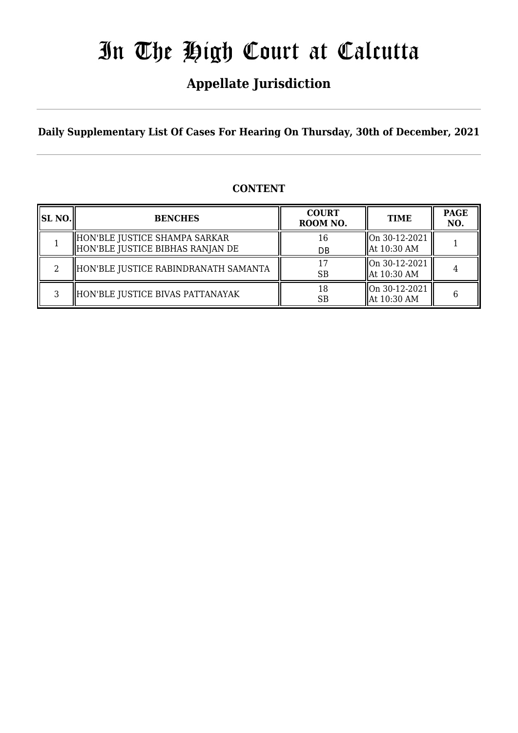# In The High Court at Calcutta

## Appellate Jurisdiction

**Daily Supplementary List Of Cases For Hearing On Thursday, 30th of December, 2021**

**CONTENT**

| SL NO. | BENCHES | COURT ROOM NO. | TIME | PAGE NO. |
|---|---|---|---|---|
| 1 | HON'BLE JUSTICE SHAMPA SARKAR<br>HON'BLE JUSTICE BIBHAS RANJAN DE | 16<br>DB | On 30-12-2021<br>At 10:30 AM | 1 |
| 2 | HON'BLE JUSTICE RABINDRANATH SAMANTA | 17<br>SB | On 30-12-2021<br>At 10:30 AM | 4 |
| 3 | HON'BLE JUSTICE BIVAS PATTANAYAK | 18<br>SB | On 30-12-2021<br>At 10:30 AM | 6 |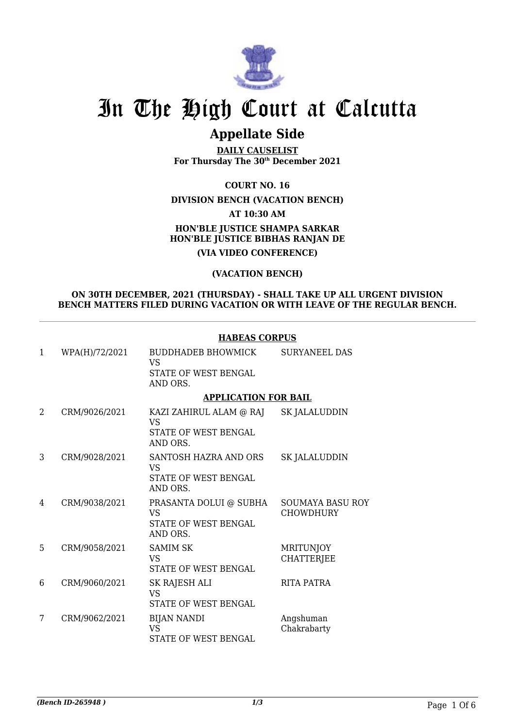# In The High Court at Calcutta

## Appellate Side

**DAILY CAUSELIST**
**For Thursday The 30th December 2021**

**COURT NO. 16**

**DIVISION BENCH (VACATION BENCH)**

**AT 10:30 AM**

**HON'BLE JUSTICE SHAMPA SARKAR**
**HON'BLE JUSTICE BIBHAS RANJAN DE**

**(VIA VIDEO CONFERENCE)**

**(VACATION BENCH)**

**ON 30TH DECEMBER, 2021 (THURSDAY) - SHALL TAKE UP ALL URGENT DIVISION BENCH MATTERS FILED DURING VACATION OR WITH LEAVE OF THE REGULAR BENCH.**

**HABEAS CORPUS**

| | | | |
|---|---|---|---|
| 1 | WPA(H)/72/2021 | BUDDHADEB BHOWMICK VS STATE OF WEST BENGAL AND ORS. | SURYANEEL DAS |

**APPLICATION FOR BAIL**

| | | | |
|---|---|---|---|
| 2 | CRM/9026/2021 | KAZI ZAHIRUL ALAM @ RAJ VS STATE OF WEST BENGAL AND ORS. | SK JALALUDDIN |
| 3 | CRM/9028/2021 | SANTOSH HAZRA AND ORS VS STATE OF WEST BENGAL AND ORS. | SK JALALUDDIN |
| 4 | CRM/9038/2021 | PRASANTA DOLUI @ SUBHA VS STATE OF WEST BENGAL AND ORS. | SOUMAYA BASU ROY CHOWDHURY |
| 5 | CRM/9058/2021 | SAMIM SK VS STATE OF WEST BENGAL | MRITUNJOY CHATTERJEE |
| 6 | CRM/9060/2021 | SK RAJESH ALI VS STATE OF WEST BENGAL | RITA PATRA |
| 7 | CRM/9062/2021 | BIJAN NANDI VS STATE OF WEST BENGAL | Angshuman Chakrabarty |

*(Bench ID-265948 )* 1/3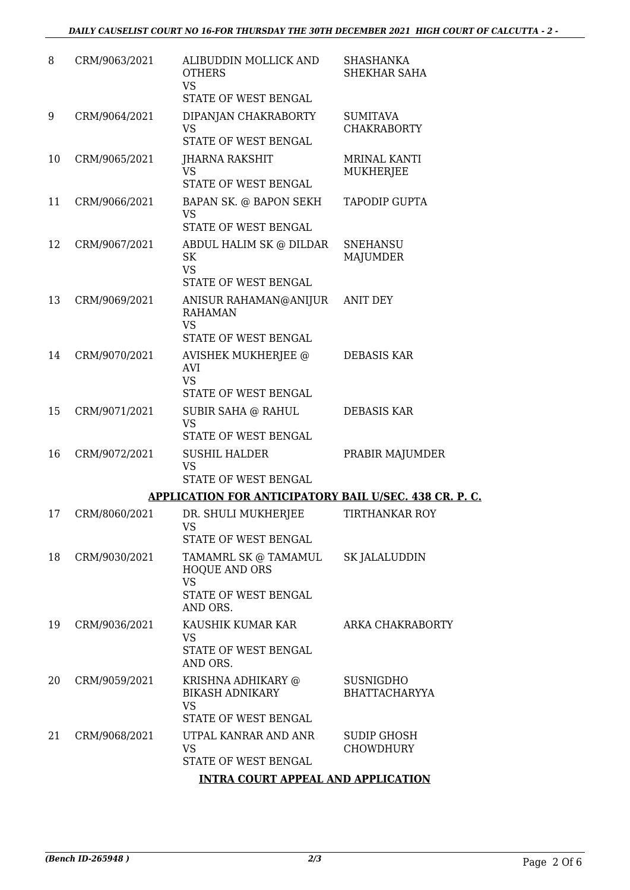| | | | |
|---|---|---|---|
| 8 | CRM/9063/2021 | ALIBUDDIN MOLLICK AND OTHERS<br>VS<br>STATE OF WEST BENGAL | SHASHANKA SHEKHAR SAHA |
| 9 | CRM/9064/2021 | DIPANJAN CHAKRABORTY<br>VS<br>STATE OF WEST BENGAL | SUMITAVA CHAKRABORTY |
| 10 | CRM/9065/2021 | JHARNA RAKSHIT<br>VS<br>STATE OF WEST BENGAL | MRINAL KANTI MUKHERJEE |
| 11 | CRM/9066/2021 | BAPAN SK. @ BAPON SEKH<br>VS<br>STATE OF WEST BENGAL | TAPODIP GUPTA |
| 12 | CRM/9067/2021 | ABDUL HALIM SK @ DILDAR SK<br>VS<br>STATE OF WEST BENGAL | SNEHANSU MAJUMDER |
| 13 | CRM/9069/2021 | ANISUR RAHAMAN@ANIJUR RAHAMAN<br>VS<br>STATE OF WEST BENGAL | ANIT DEY |
| 14 | CRM/9070/2021 | AVISHEK MUKHERJEE @ AVI<br>VS<br>STATE OF WEST BENGAL | DEBASIS KAR |
| 15 | CRM/9071/2021 | SUBIR SAHA @ RAHUL<br>VS<br>STATE OF WEST BENGAL | DEBASIS KAR |
| 16 | CRM/9072/2021 | SUSHIL HALDER<br>VS<br>STATE OF WEST BENGAL | PRABIR MAJUMDER |

**APPLICATION FOR ANTICIPATORY BAIL U/SEC. 438 CR. P. C.**

| | | | |
|---|---|---|---|
| 17 | CRM/8060/2021 | DR. SHULI MUKHERJEE<br>VS<br>STATE OF WEST BENGAL | TIRTHANKAR ROY |
| 18 | CRM/9030/2021 | TAMAMRL SK @ TAMAMUL HOQUE AND ORS<br>VS<br>STATE OF WEST BENGAL AND ORS. | SK JALALUDDIN |
| 19 | CRM/9036/2021 | KAUSHIK KUMAR KAR<br>VS<br>STATE OF WEST BENGAL AND ORS. | ARKA CHAKRABORTY |
| 20 | CRM/9059/2021 | KRISHNA ADHIKARY @ BIKASH ADNIKARY<br>VS<br>STATE OF WEST BENGAL | SUSNIGDHO BHATTACHARYYA |
| 21 | CRM/9068/2021 | UTPAL KANRAR AND ANR<br>VS<br>STATE OF WEST BENGAL | SUDIP GHOSH CHOWDHURY |

**INTRA COURT APPEAL AND APPLICATION**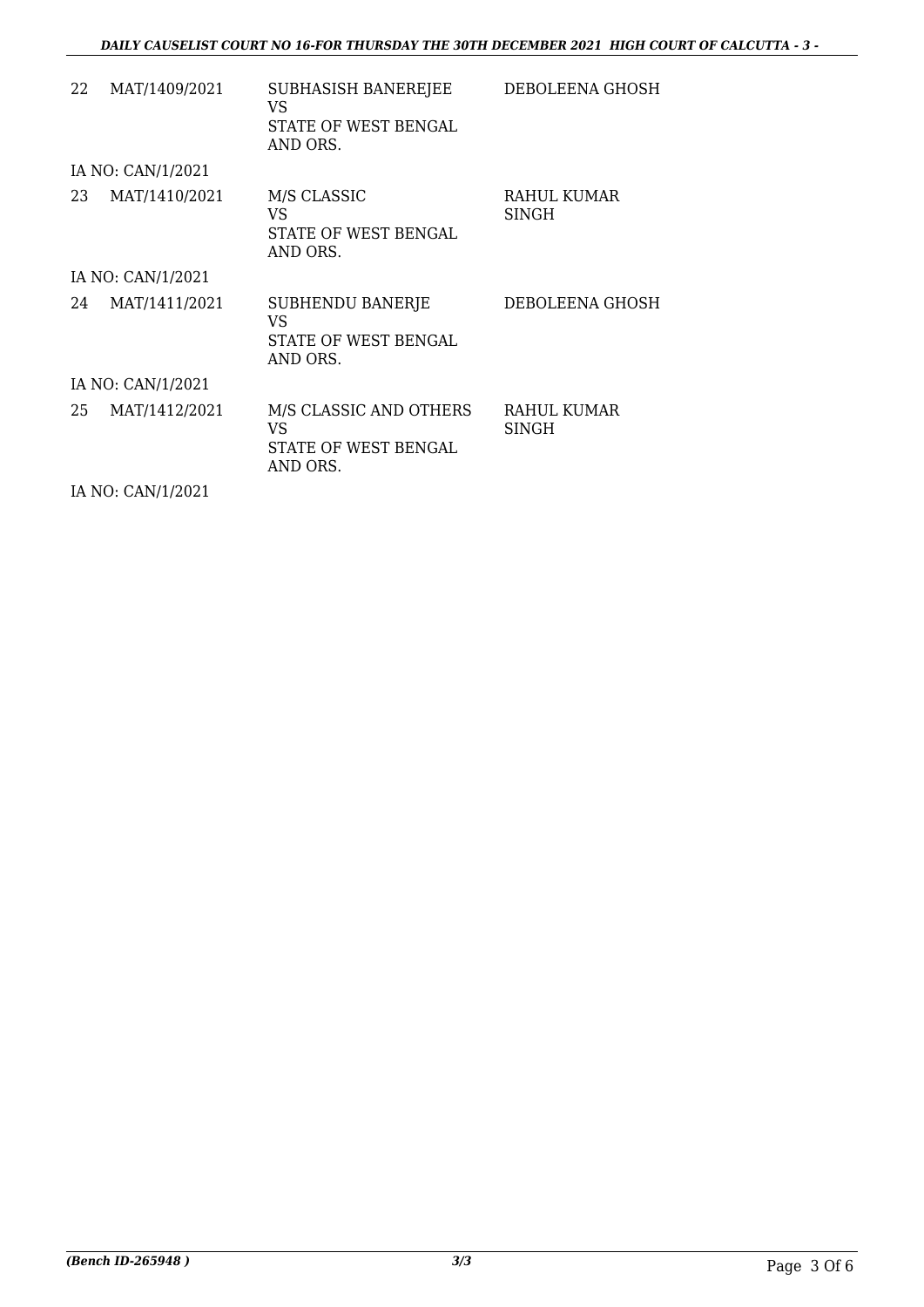| | | | |
|---|---|---|---|
| 22 | MAT/1409/2021 | SUBHASISH BANEREJEE<br>VS<br>STATE OF WEST BENGAL AND ORS. | DEBOLEENA GHOSH |
| IA NO: CAN/1/2021 | | | |
| 23 | MAT/1410/2021 | M/S CLASSIC<br>VS<br>STATE OF WEST BENGAL AND ORS. | RAHUL KUMAR SINGH |
| IA NO: CAN/1/2021 | | | |
| 24 | MAT/1411/2021 | SUBHENDU BANERJE<br>VS<br>STATE OF WEST BENGAL AND ORS. | DEBOLEENA GHOSH |
| IA NO: CAN/1/2021 | | | |
| 25 | MAT/1412/2021 | M/S CLASSIC AND OTHERS<br>VS<br>STATE OF WEST BENGAL AND ORS. | RAHUL KUMAR SINGH |
| IA NO: CAN/1/2021 | | | |

*(Bench ID-265948 )* 3/3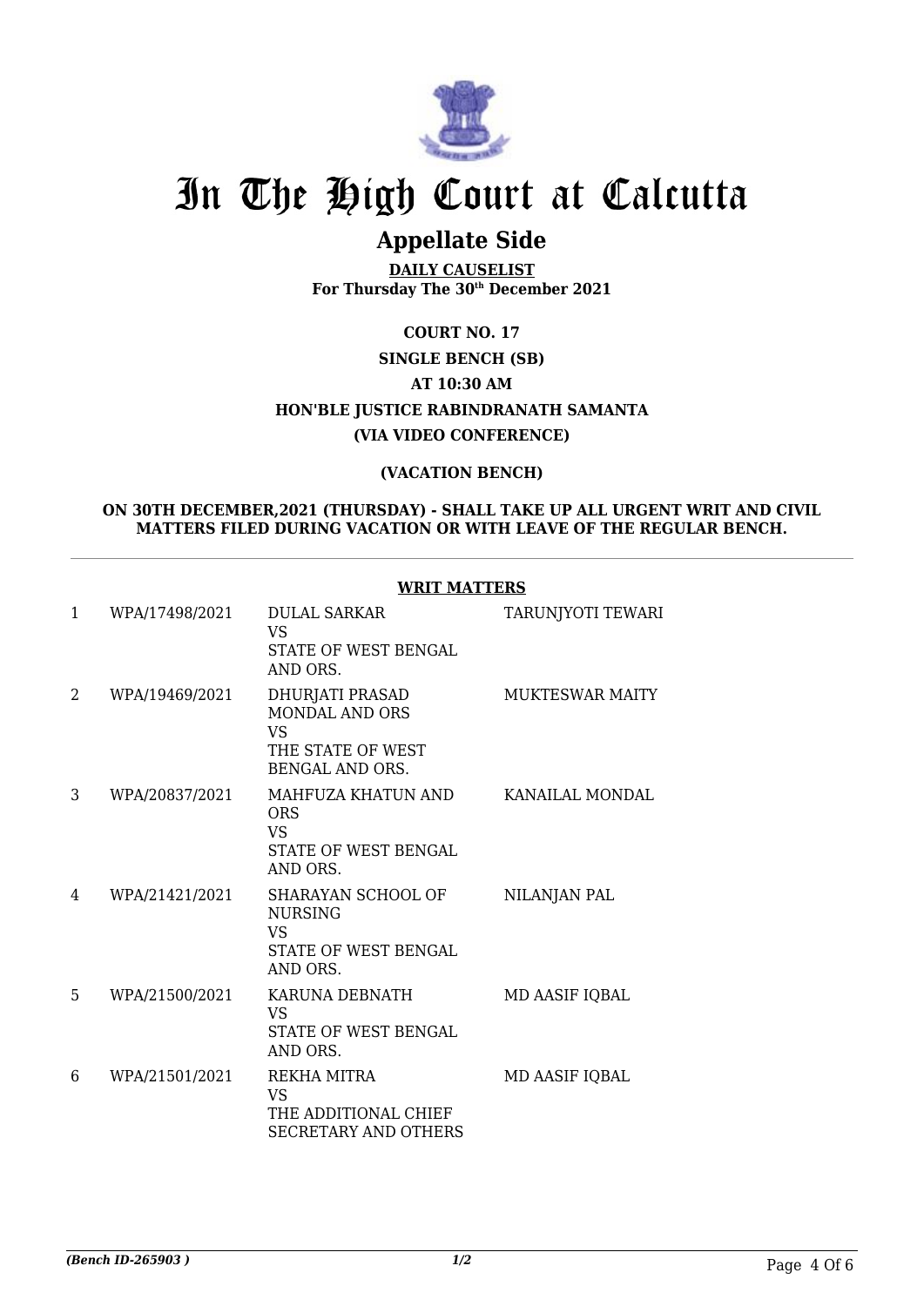# In The High Court at Calcutta

## Appellate Side

**DAILY CAUSELIST**
**For Thursday The 30th December 2021**

**COURT NO. 17**

**SINGLE BENCH (SB)**

**AT 10:30 AM**

**HON'BLE JUSTICE RABINDRANATH SAMANTA**

**(VIA VIDEO CONFERENCE)**

**(VACATION BENCH)**

**ON 30TH DECEMBER,2021 (THURSDAY) - SHALL TAKE UP ALL URGENT WRIT AND CIVIL MATTERS FILED DURING VACATION OR WITH LEAVE OF THE REGULAR BENCH.**

**WRIT MATTERS**

| | | | |
|---|---|---|---|
| 1 | WPA/17498/2021 | DULAL SARKAR VS STATE OF WEST BENGAL AND ORS. | TARUNJYOTI TEWARI |
| 2 | WPA/19469/2021 | DHURJATI PRASAD MONDAL AND ORS VS THE STATE OF WEST BENGAL AND ORS. | MUKTESWAR MAITY |
| 3 | WPA/20837/2021 | MAHFUZA KHATUN AND ORS VS STATE OF WEST BENGAL AND ORS. | KANAILAL MONDAL |
| 4 | WPA/21421/2021 | SHARAYAN SCHOOL OF NURSING VS STATE OF WEST BENGAL AND ORS. | NILANJAN PAL |
| 5 | WPA/21500/2021 | KARUNA DEBNATH VS STATE OF WEST BENGAL AND ORS. | MD AASIF IQBAL |
| 6 | WPA/21501/2021 | REKHA MITRA VS THE ADDITIONAL CHIEF SECRETARY AND OTHERS | MD AASIF IQBAL |

*(Bench ID-265903 )* 1/2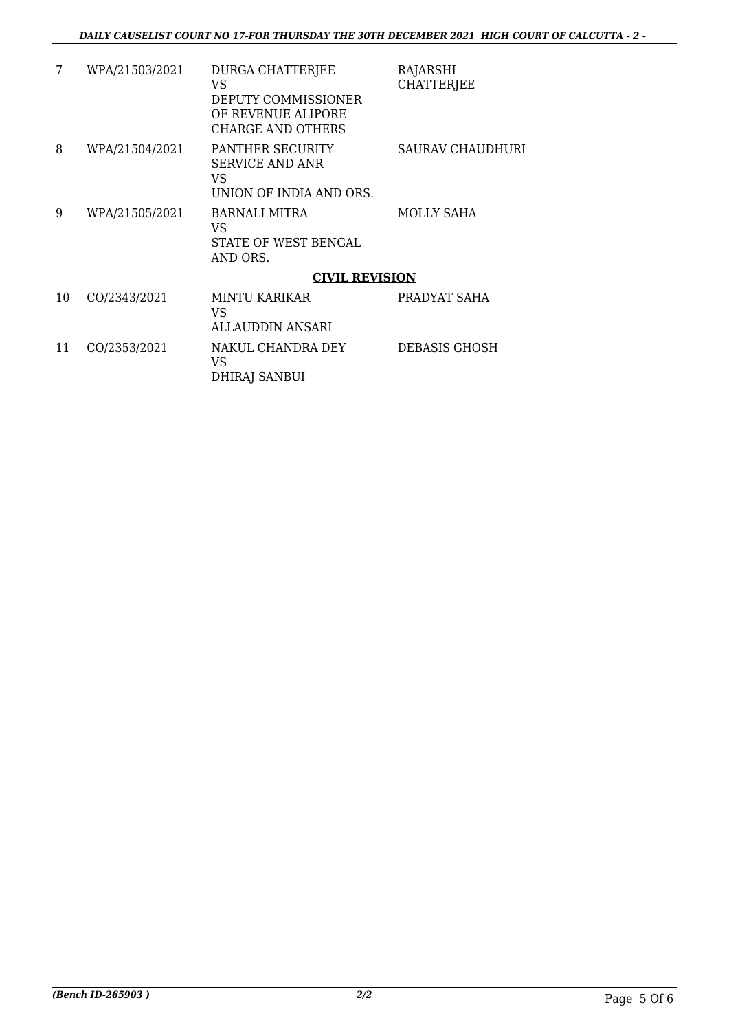| | | | |
|---|---|---|---|
| 7 | WPA/21503/2021 | DURGA CHATTERJEE<br>VS<br>DEPUTY COMMISSIONER OF REVENUE ALIPORE CHARGE AND OTHERS | RAJARSHI CHATTERJEE |
| 8 | WPA/21504/2021 | PANTHER SECURITY SERVICE AND ANR<br>VS<br>UNION OF INDIA AND ORS. | SAURAV CHAUDHURI |
| 9 | WPA/21505/2021 | BARNALI MITRA<br>VS<br>STATE OF WEST BENGAL AND ORS. | MOLLY SAHA |

**CIVIL REVISION**

| | | | |
|---|---|---|---|
| 10 | CO/2343/2021 | MINTU KARIKAR<br>VS<br>ALLAUDDIN ANSARI | PRADYAT SAHA |
| 11 | CO/2353/2021 | NAKUL CHANDRA DEY<br>VS<br>DHIRAJ SANBUI | DEBASIS GHOSH |

*(Bench ID-265903 )* *2/2*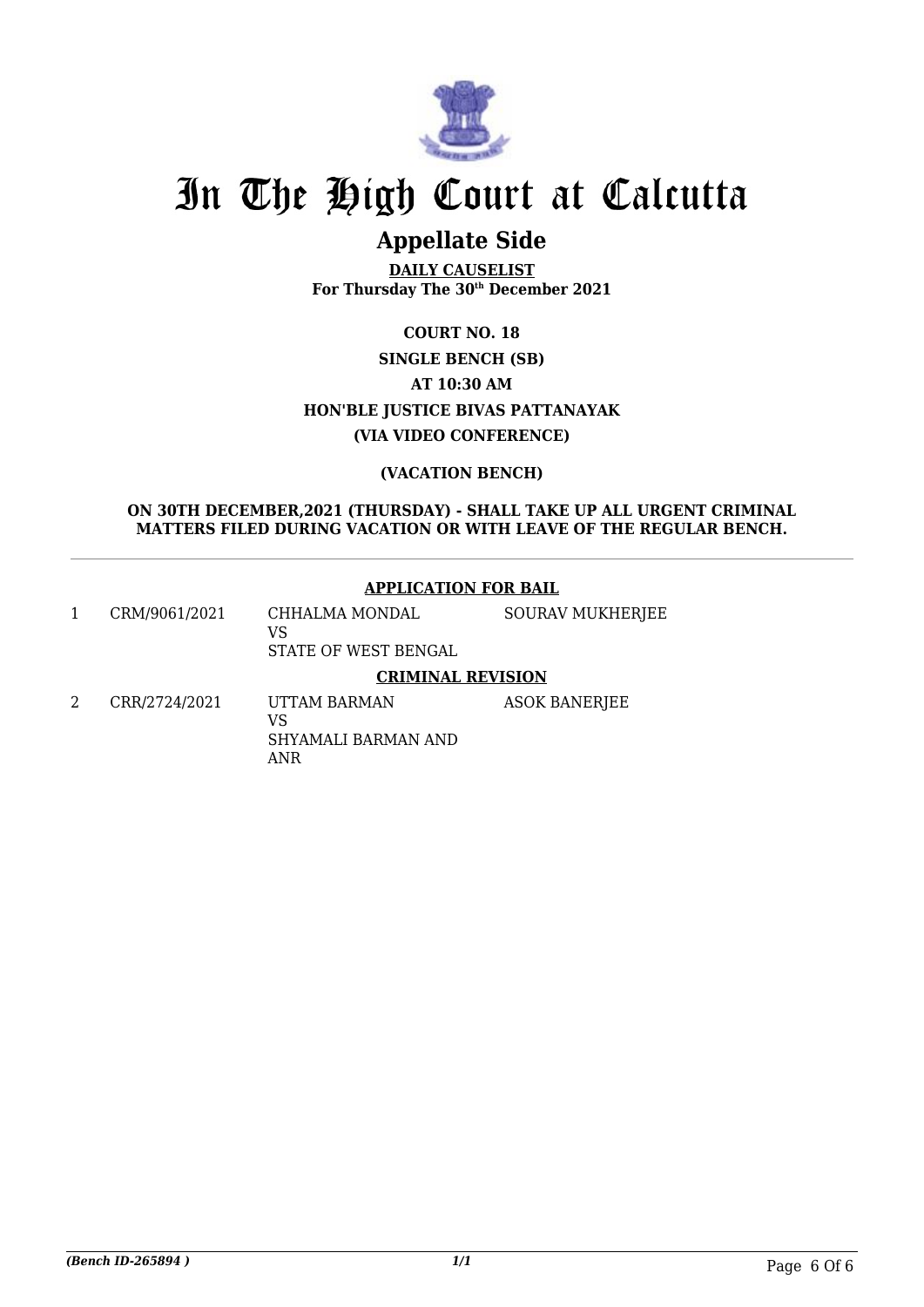# In The High Court at Calcutta

## Appellate Side

**DAILY CAUSELIST**
**For Thursday The 30th December 2021**

**COURT NO. 18**

**SINGLE BENCH (SB)**

**AT 10:30 AM**

**HON'BLE JUSTICE BIVAS PATTANAYAK**

**(VIA VIDEO CONFERENCE)**

**(VACATION BENCH)**

**ON 30TH DECEMBER,2021 (THURSDAY) - SHALL TAKE UP ALL URGENT CRIMINAL MATTERS FILED DURING VACATION OR WITH LEAVE OF THE REGULAR BENCH.**

**APPLICATION FOR BAIL**

| | | | |
|---|---|---|---|
| 1 | CRM/9061/2021 | CHHALMA MONDAL<br>VS<br>STATE OF WEST BENGAL | SOURAV MUKHERJEE |

**CRIMINAL REVISION**

| | | | |
|---|---|---|---|
| 2 | CRR/2724/2021 | UTTAM BARMAN<br>VS<br>SHYAMALI BARMAN AND ANR | ASOK BANERJEE |

*(Bench ID-265894 )*